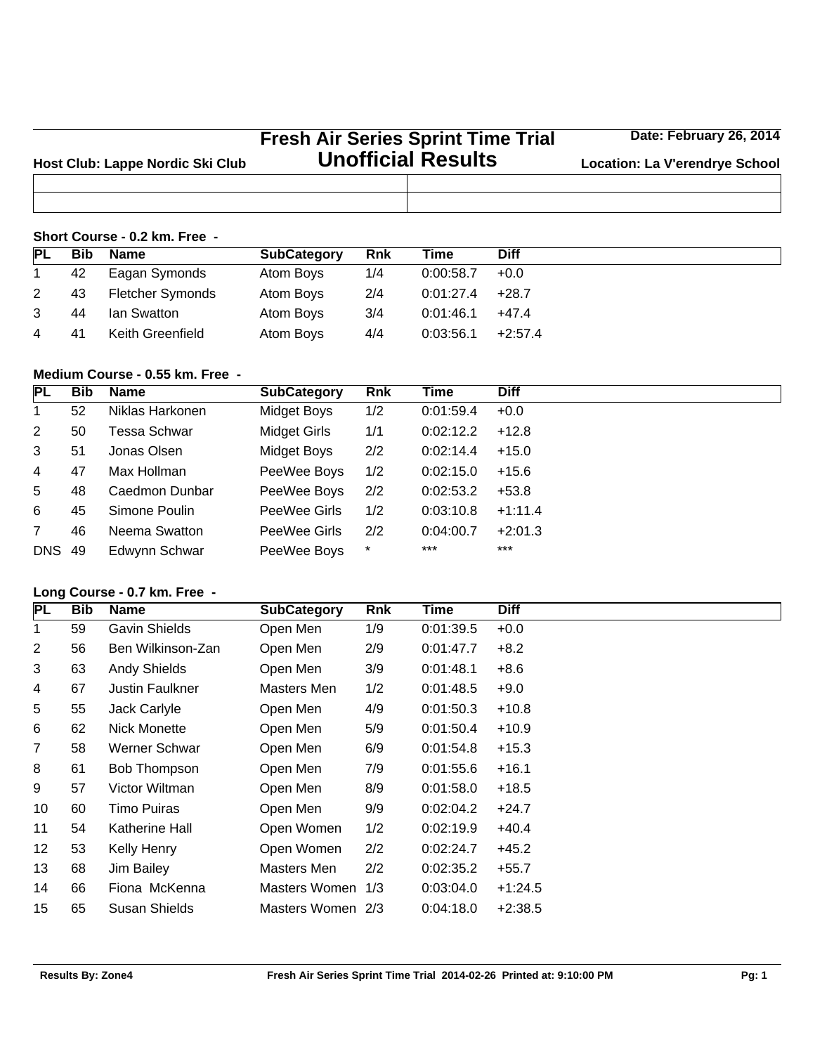# Fresh Air Series Sprint Time Trial
# Unofficial Results

**Host Club: Lappe Nordic Ski Club**

**Date: February 26, 2014**

**Location: La V'erendrye School**

### Short Course - 0.2 km. Free -

| PL | Bib | Name | SubCategory | Rnk | Time | Diff |
|---|---|---|---|---|---|---|
| 1 | 42 | Eagan Symonds | Atom Boys | 1/4 | 0:00:58.7 | +0.0 |
| 2 | 43 | Fletcher Symonds | Atom Boys | 2/4 | 0:01:27.4 | +28.7 |
| 3 | 44 | Ian Swatton | Atom Boys | 3/4 | 0:01:46.1 | +47.4 |
| 4 | 41 | Keith Greenfield | Atom Boys | 4/4 | 0:03:56.1 | +2:57.4 |

### Medium Course - 0.55 km. Free -

| PL | Bib | Name | SubCategory | Rnk | Time | Diff |
|---|---|---|---|---|---|---|
| 1 | 52 | Niklas Harkonen | Midget Boys | 1/2 | 0:01:59.4 | +0.0 |
| 2 | 50 | Tessa Schwar | Midget Girls | 1/1 | 0:02:12.2 | +12.8 |
| 3 | 51 | Jonas Olsen | Midget Boys | 2/2 | 0:02:14.4 | +15.0 |
| 4 | 47 | Max Hollman | PeeWee Boys | 1/2 | 0:02:15.0 | +15.6 |
| 5 | 48 | Caedmon Dunbar | PeeWee Boys | 2/2 | 0:02:53.2 | +53.8 |
| 6 | 45 | Simone Poulin | PeeWee Girls | 1/2 | 0:03:10.8 | +1:11.4 |
| 7 | 46 | Neema Swatton | PeeWee Girls | 2/2 | 0:04:00.7 | +2:01.3 |
| DNS | 49 | Edwynn Schwar | PeeWee Boys | * | *** | *** |

### Long Course - 0.7 km. Free -

| PL | Bib | Name | SubCategory | Rnk | Time | Diff |
|---|---|---|---|---|---|---|
| 1 | 59 | Gavin Shields | Open Men | 1/9 | 0:01:39.5 | +0.0 |
| 2 | 56 | Ben Wilkinson-Zan | Open Men | 2/9 | 0:01:47.7 | +8.2 |
| 3 | 63 | Andy Shields | Open Men | 3/9 | 0:01:48.1 | +8.6 |
| 4 | 67 | Justin Faulkner | Masters Men | 1/2 | 0:01:48.5 | +9.0 |
| 5 | 55 | Jack Carlyle | Open Men | 4/9 | 0:01:50.3 | +10.8 |
| 6 | 62 | Nick Monette | Open Men | 5/9 | 0:01:50.4 | +10.9 |
| 7 | 58 | Werner Schwar | Open Men | 6/9 | 0:01:54.8 | +15.3 |
| 8 | 61 | Bob Thompson | Open Men | 7/9 | 0:01:55.6 | +16.1 |
| 9 | 57 | Victor Wiltman | Open Men | 8/9 | 0:01:58.0 | +18.5 |
| 10 | 60 | Timo Puiras | Open Men | 9/9 | 0:02:04.2 | +24.7 |
| 11 | 54 | Katherine Hall | Open Women | 1/2 | 0:02:19.9 | +40.4 |
| 12 | 53 | Kelly Henry | Open Women | 2/2 | 0:02:24.7 | +45.2 |
| 13 | 68 | Jim Bailey | Masters Men | 2/2 | 0:02:35.2 | +55.7 |
| 14 | 66 | Fiona McKenna | Masters Women | 1/3 | 0:03:04.0 | +1:24.5 |
| 15 | 65 | Susan Shields | Masters Women | 2/3 | 0:04:18.0 | +2:38.5 |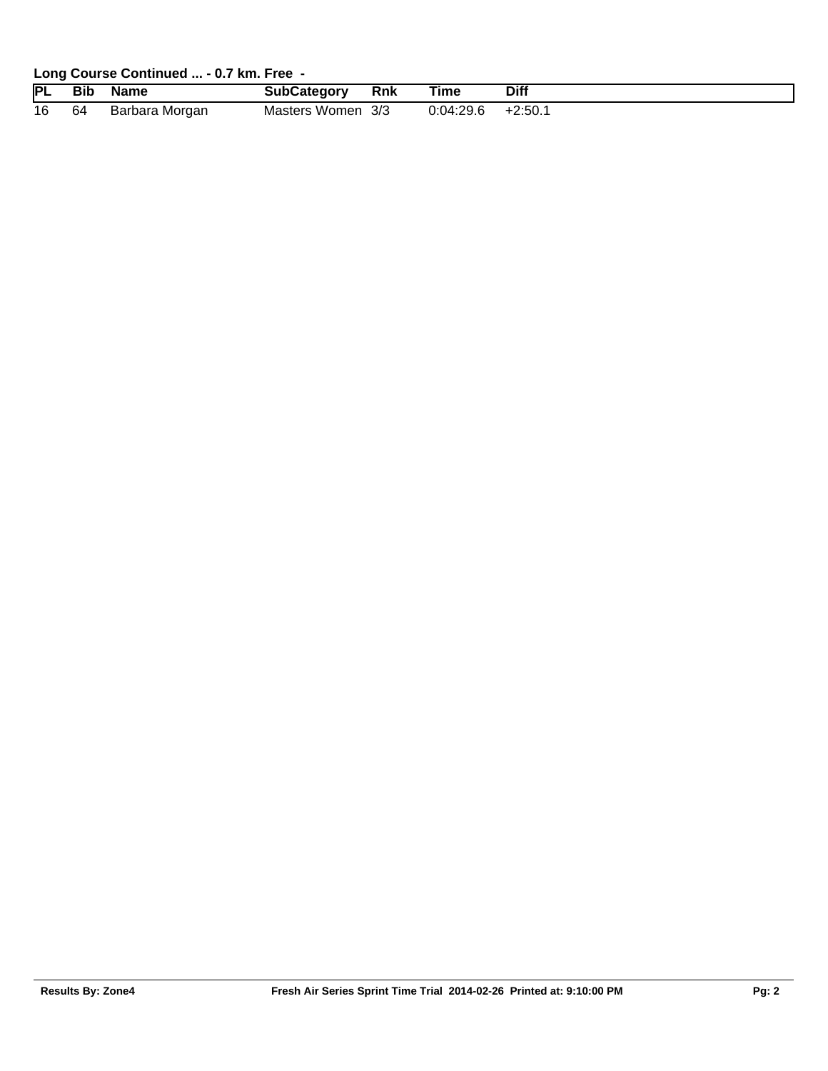**Long Course Continued ... - 0.7 km. Free -**

| PL | Bib | Name | SubCategory | Rnk | Time | Diff |
|---|---|---|---|---|---|---|
| 16 | 64 | Barbara Morgan | Masters Women | 3/3 | 0:04:29.6 | +2:50.1 |